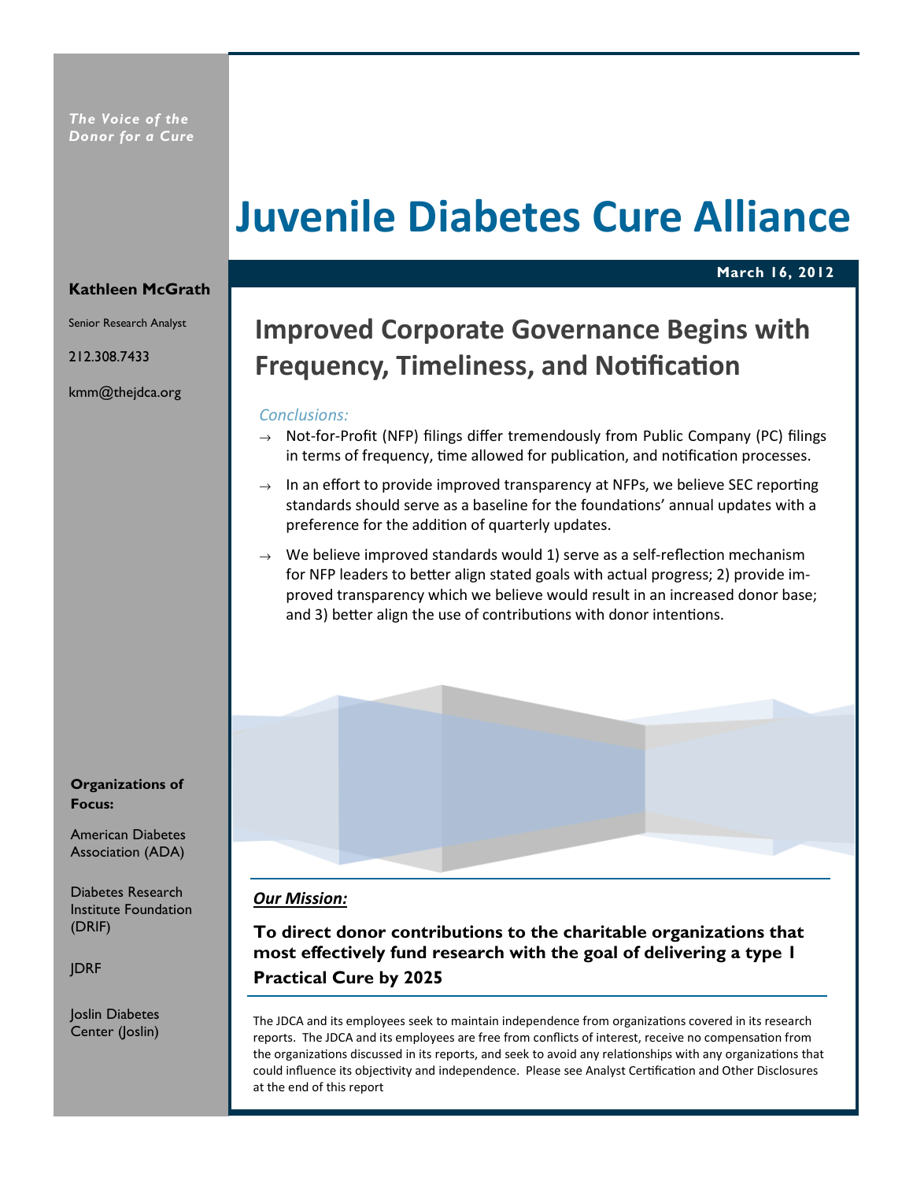*The Voice of the Donor for a Cure*

# Juvenile Diabetes Cure Alliance

**March 16, 2012**

**Kathleen McGrath**

Senior Research Analyst

212.308.7433

kmm@thejdca.org

## Improved Corporate Governance Begins with Frequency, Timeliness, and Notification

*Conclusions:*

- Not-for-Profit (NFP) filings differ tremendously from Public Company (PC) filings in terms of frequency, time allowed for publication, and notification processes.
- In an effort to provide improved transparency at NFPs, we believe SEC reporting standards should serve as a baseline for the foundations' annual updates with a preference for the addition of quarterly updates.
- We believe improved standards would 1) serve as a self-reflection mechanism for NFP leaders to better align stated goals with actual progress; 2) provide improved transparency which we believe would result in an increased donor base; and 3) better align the use of contributions with donor intentions.

**Organizations of Focus:**

American Diabetes Association (ADA)

Diabetes Research Institute Foundation (DRIF)

JDRF

Joslin Diabetes Center (Joslin)

***Our Mission:***

**To direct donor contributions to the charitable organizations that most effectively fund research with the goal of delivering a type 1 Practical Cure by 2025**

The JDCA and its employees seek to maintain independence from organizations covered in its research reports. The JDCA and its employees are free from conflicts of interest, receive no compensation from the organizations discussed in its reports, and seek to avoid any relationships with any organizations that could influence its objectivity and independence. Please see Analyst Certification and Other Disclosures at the end of this report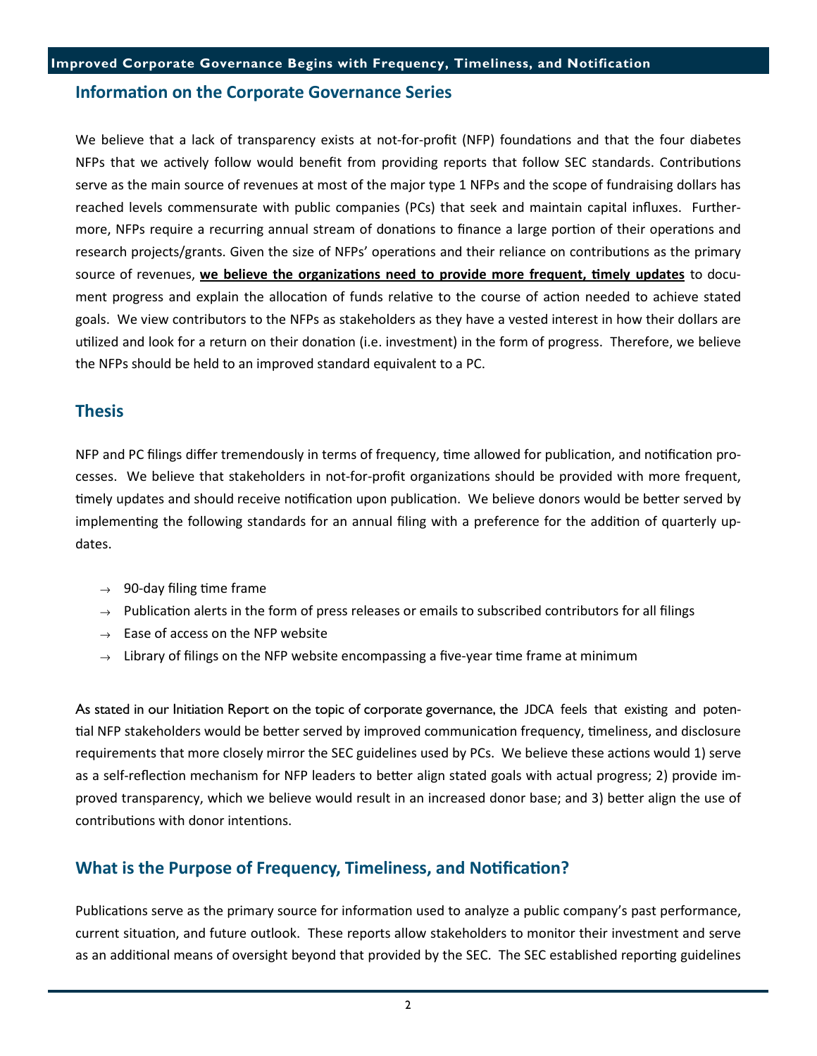## Information on the Corporate Governance Series

We believe that a lack of transparency exists at not-for-profit (NFP) foundations and that the four diabetes NFPs that we actively follow would benefit from providing reports that follow SEC standards. Contributions serve as the main source of revenues at most of the major type 1 NFPs and the scope of fundraising dollars has reached levels commensurate with public companies (PCs) that seek and maintain capital influxes. Furthermore, NFPs require a recurring annual stream of donations to finance a large portion of their operations and research projects/grants. Given the size of NFPs' operations and their reliance on contributions as the primary source of revenues, **we believe the organizations need to provide more frequent, timely updates** to document progress and explain the allocation of funds relative to the course of action needed to achieve stated goals. We view contributors to the NFPs as stakeholders as they have a vested interest in how their dollars are utilized and look for a return on their donation (i.e. investment) in the form of progress. Therefore, we believe the NFPs should be held to an improved standard equivalent to a PC.

## Thesis

NFP and PC filings differ tremendously in terms of frequency, time allowed for publication, and notification processes. We believe that stakeholders in not-for-profit organizations should be provided with more frequent, timely updates and should receive notification upon publication. We believe donors would be better served by implementing the following standards for an annual filing with a preference for the addition of quarterly updates.

- → 90-day filing time frame
- → Publication alerts in the form of press releases or emails to subscribed contributors for all filings
- → Ease of access on the NFP website
- → Library of filings on the NFP website encompassing a five-year time frame at minimum

As stated in our Initiation Report on the topic of corporate governance, the JDCA feels that existing and potential NFP stakeholders would be better served by improved communication frequency, timeliness, and disclosure requirements that more closely mirror the SEC guidelines used by PCs. We believe these actions would 1) serve as a self-reflection mechanism for NFP leaders to better align stated goals with actual progress; 2) provide improved transparency, which we believe would result in an increased donor base; and 3) better align the use of contributions with donor intentions.

## What is the Purpose of Frequency, Timeliness, and Notification?

Publications serve as the primary source for information used to analyze a public company's past performance, current situation, and future outlook. These reports allow stakeholders to monitor their investment and serve as an additional means of oversight beyond that provided by the SEC. The SEC established reporting guidelines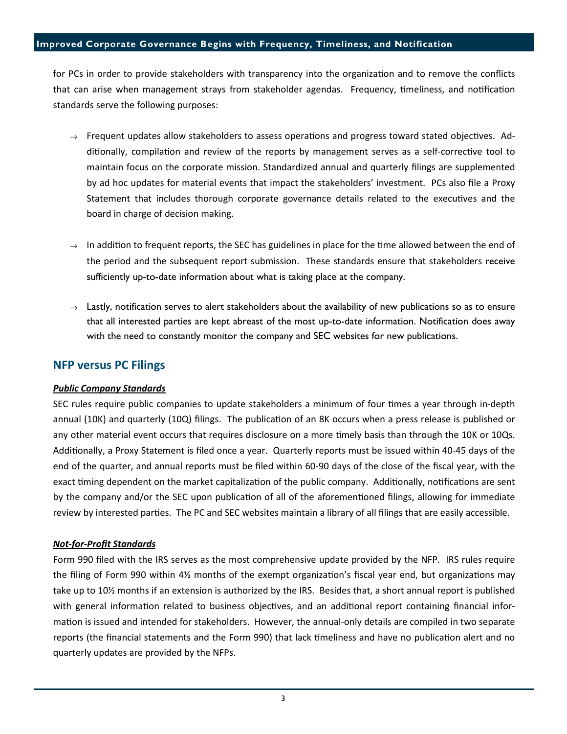for PCs in order to provide stakeholders with transparency into the organization and to remove the conflicts that can arise when management strays from stakeholder agendas. Frequency, timeliness, and notification standards serve the following purposes:

- → Frequent updates allow stakeholders to assess operations and progress toward stated objectives. Additionally, compilation and review of the reports by management serves as a self-corrective tool to maintain focus on the corporate mission. Standardized annual and quarterly filings are supplemented by ad hoc updates for material events that impact the stakeholders' investment. PCs also file a Proxy Statement that includes thorough corporate governance details related to the executives and the board in charge of decision making.

- → In addition to frequent reports, the SEC has guidelines in place for the time allowed between the end of the period and the subsequent report submission. These standards ensure that stakeholders receive sufficiently up-to-date information about what is taking place at the company.

- → Lastly, notification serves to alert stakeholders about the availability of new publications so as to ensure that all interested parties are kept abreast of the most up-to-date information. Notification does away with the need to constantly monitor the company and SEC websites for new publications.

## NFP versus PC Filings

***Public Company Standards***

SEC rules require public companies to update stakeholders a minimum of four times a year through in-depth annual (10K) and quarterly (10Q) filings. The publication of an 8K occurs when a press release is published or any other material event occurs that requires disclosure on a more timely basis than through the 10K or 10Qs. Additionally, a Proxy Statement is filed once a year. Quarterly reports must be issued within 40-45 days of the end of the quarter, and annual reports must be filed within 60-90 days of the close of the fiscal year, with the exact timing dependent on the market capitalization of the public company. Additionally, notifications are sent by the company and/or the SEC upon publication of all of the aforementioned filings, allowing for immediate review by interested parties. The PC and SEC websites maintain a library of all filings that are easily accessible.

***Not-for-Profit Standards***

Form 990 filed with the IRS serves as the most comprehensive update provided by the NFP. IRS rules require the filing of Form 990 within 4½ months of the exempt organization's fiscal year end, but organizations may take up to 10½ months if an extension is authorized by the IRS. Besides that, a short annual report is published with general information related to business objectives, and an additional report containing financial information is issued and intended for stakeholders. However, the annual-only details are compiled in two separate reports (the financial statements and the Form 990) that lack timeliness and have no publication alert and no quarterly updates are provided by the NFPs.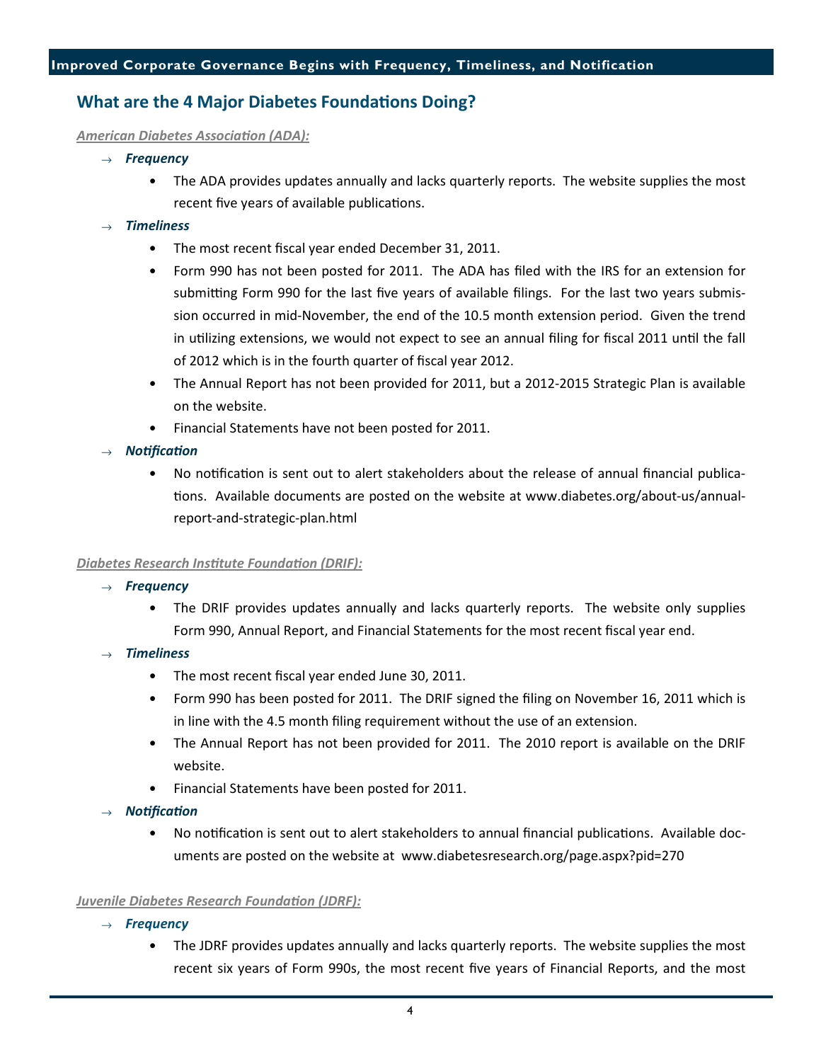## What are the 4 Major Diabetes Foundations Doing?

*American Diabetes Association (ADA):*

→ ***Frequency***

- The ADA provides updates annually and lacks quarterly reports. The website supplies the most recent five years of available publications.

→ ***Timeliness***

- The most recent fiscal year ended December 31, 2011.
- Form 990 has not been posted for 2011. The ADA has filed with the IRS for an extension for submitting Form 990 for the last five years of available filings. For the last two years submission occurred in mid-November, the end of the 10.5 month extension period. Given the trend in utilizing extensions, we would not expect to see an annual filing for fiscal 2011 until the fall of 2012 which is in the fourth quarter of fiscal year 2012.
- The Annual Report has not been provided for 2011, but a 2012-2015 Strategic Plan is available on the website.
- Financial Statements have not been posted for 2011.

→ ***Notification***

- No notification is sent out to alert stakeholders about the release of annual financial publications. Available documents are posted on the website at www.diabetes.org/about-us/annual-report-and-strategic-plan.html

*Diabetes Research Institute Foundation (DRIF):*

→ ***Frequency***

- The DRIF provides updates annually and lacks quarterly reports. The website only supplies Form 990, Annual Report, and Financial Statements for the most recent fiscal year end.

→ ***Timeliness***

- The most recent fiscal year ended June 30, 2011.
- Form 990 has been posted for 2011. The DRIF signed the filing on November 16, 2011 which is in line with the 4.5 month filing requirement without the use of an extension.
- The Annual Report has not been provided for 2011. The 2010 report is available on the DRIF website.
- Financial Statements have been posted for 2011.

→ ***Notification***

- No notification is sent out to alert stakeholders to annual financial publications. Available documents are posted on the website at www.diabetesresearch.org/page.aspx?pid=270

*Juvenile Diabetes Research Foundation (JDRF):*

→ ***Frequency***

- The JDRF provides updates annually and lacks quarterly reports. The website supplies the most recent six years of Form 990s, the most recent five years of Financial Reports, and the most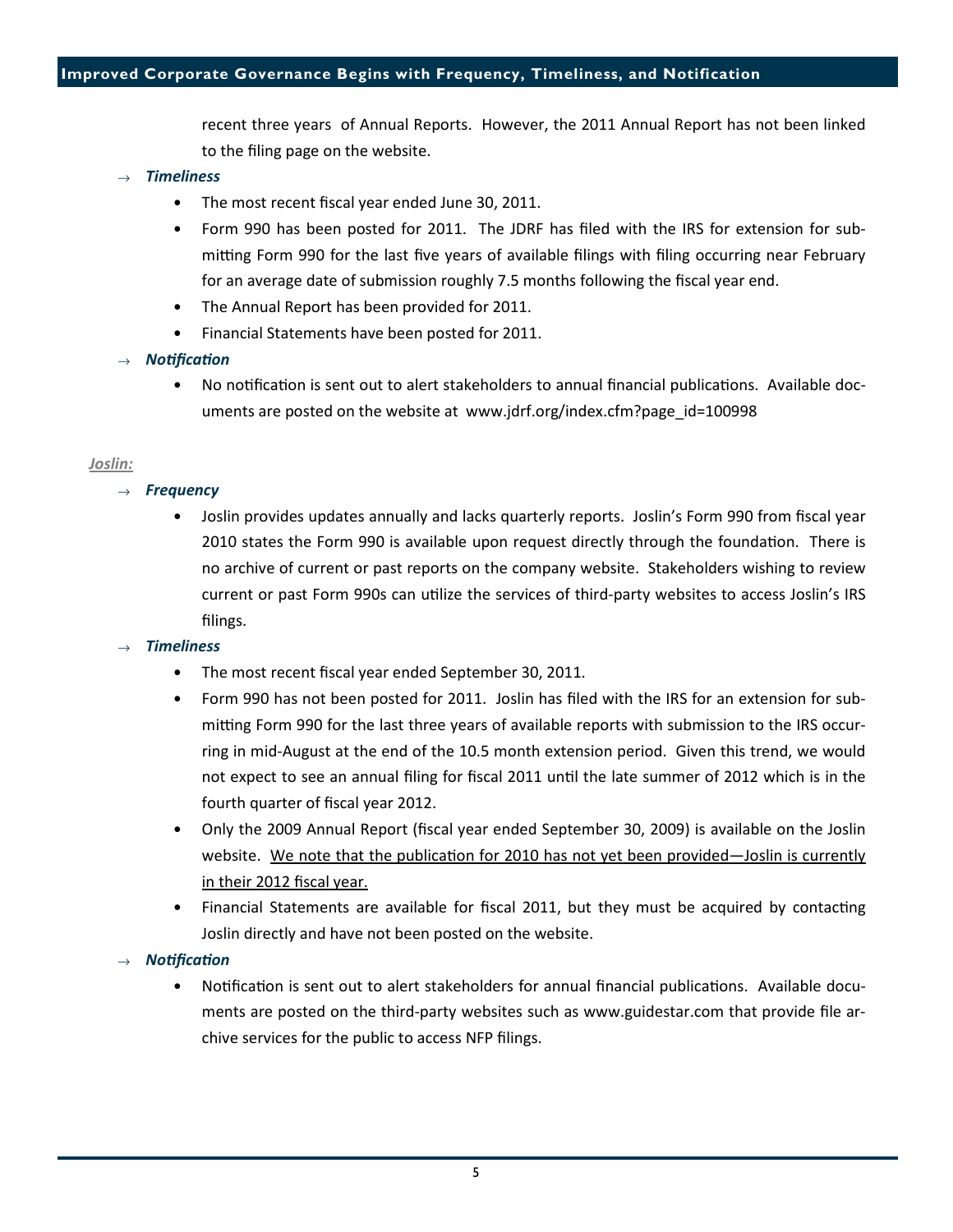recent three years of Annual Reports. However, the 2011 Annual Report has not been linked to the filing page on the website.

→ ***Timeliness***

- The most recent fiscal year ended June 30, 2011.
- Form 990 has been posted for 2011. The JDRF has filed with the IRS for extension for submitting Form 990 for the last five years of available filings with filing occurring near February for an average date of submission roughly 7.5 months following the fiscal year end.
- The Annual Report has been provided for 2011.
- Financial Statements have been posted for 2011.

→ ***Notification***

- No notification is sent out to alert stakeholders to annual financial publications. Available documents are posted on the website at www.jdrf.org/index.cfm?page_id=100998

*Joslin:*

→ ***Frequency***

- Joslin provides updates annually and lacks quarterly reports. Joslin's Form 990 from fiscal year 2010 states the Form 990 is available upon request directly through the foundation. There is no archive of current or past reports on the company website. Stakeholders wishing to review current or past Form 990s can utilize the services of third-party websites to access Joslin's IRS filings.

→ ***Timeliness***

- The most recent fiscal year ended September 30, 2011.
- Form 990 has not been posted for 2011. Joslin has filed with the IRS for an extension for submitting Form 990 for the last three years of available reports with submission to the IRS occurring in mid-August at the end of the 10.5 month extension period. Given this trend, we would not expect to see an annual filing for fiscal 2011 until the late summer of 2012 which is in the fourth quarter of fiscal year 2012.
- Only the 2009 Annual Report (fiscal year ended September 30, 2009) is available on the Joslin website. <u>We note that the publication for 2010 has not yet been provided—Joslin is currently in their 2012 fiscal year.</u>
- Financial Statements are available for fiscal 2011, but they must be acquired by contacting Joslin directly and have not been posted on the website.

→ ***Notification***

- Notification is sent out to alert stakeholders for annual financial publications. Available documents are posted on the third-party websites such as www.guidestar.com that provide file archive services for the public to access NFP filings.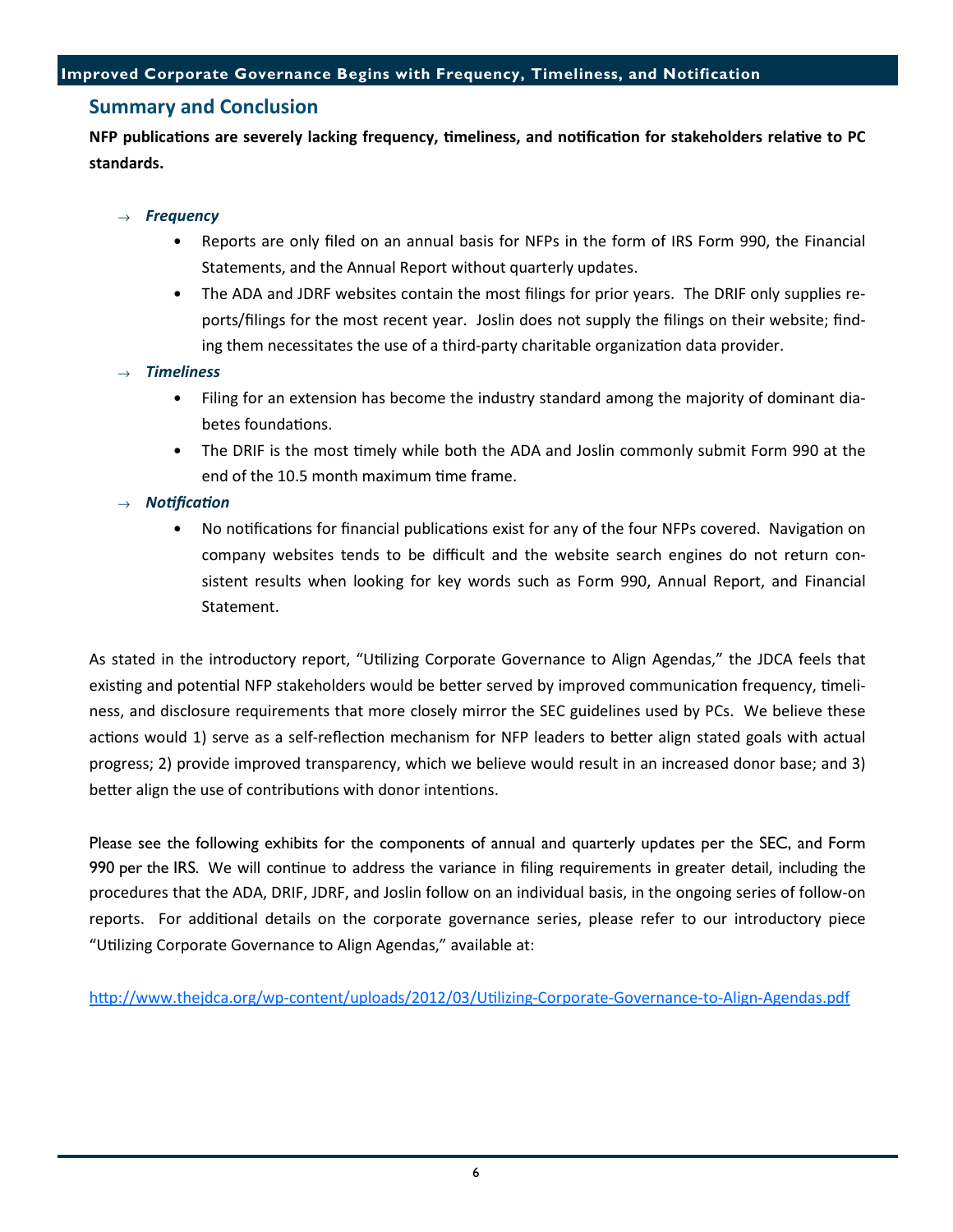## Summary and Conclusion

**NFP publications are severely lacking frequency, timeliness, and notification for stakeholders relative to PC standards.**

→ ***Frequency***

- Reports are only filed on an annual basis for NFPs in the form of IRS Form 990, the Financial Statements, and the Annual Report without quarterly updates.
- The ADA and JDRF websites contain the most filings for prior years. The DRIF only supplies reports/filings for the most recent year. Joslin does not supply the filings on their website; finding them necessitates the use of a third-party charitable organization data provider.

→ ***Timeliness***

- Filing for an extension has become the industry standard among the majority of dominant diabetes foundations.
- The DRIF is the most timely while both the ADA and Joslin commonly submit Form 990 at the end of the 10.5 month maximum time frame.

→ ***Notification***

- No notifications for financial publications exist for any of the four NFPs covered. Navigation on company websites tends to be difficult and the website search engines do not return consistent results when looking for key words such as Form 990, Annual Report, and Financial Statement.

As stated in the introductory report, "Utilizing Corporate Governance to Align Agendas," the JDCA feels that existing and potential NFP stakeholders would be better served by improved communication frequency, timeliness, and disclosure requirements that more closely mirror the SEC guidelines used by PCs. We believe these actions would 1) serve as a self-reflection mechanism for NFP leaders to better align stated goals with actual progress; 2) provide improved transparency, which we believe would result in an increased donor base; and 3) better align the use of contributions with donor intentions.

Please see the following exhibits for the components of annual and quarterly updates per the SEC, and Form 990 per the IRS. We will continue to address the variance in filing requirements in greater detail, including the procedures that the ADA, DRIF, JDRF, and Joslin follow on an individual basis, in the ongoing series of follow-on reports. For additional details on the corporate governance series, please refer to our introductory piece "Utilizing Corporate Governance to Align Agendas," available at:

http://www.thejdca.org/wp-content/uploads/2012/03/Utilizing-Corporate-Governance-to-Align-Agendas.pdf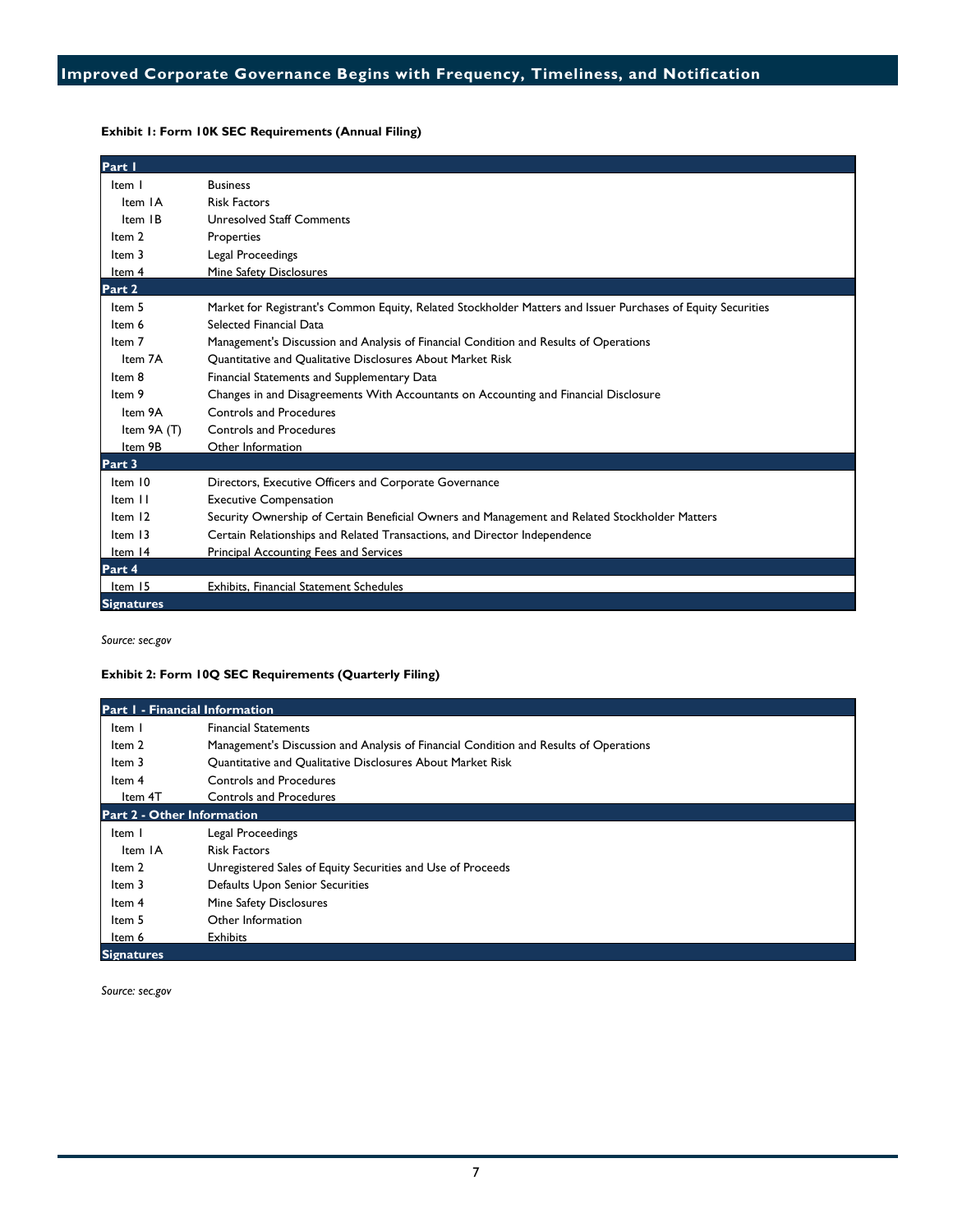## Improved Corporate Governance Begins with Frequency, Timeliness, and Notification

**Exhibit 1: Form 10K SEC Requirements (Annual Filing)**

| Part 1 | |
|---|---|
| Item 1 | Business |
| Item 1A | Risk Factors |
| Item 1B | Unresolved Staff Comments |
| Item 2 | Properties |
| Item 3 | Legal Proceedings |
| Item 4 | Mine Safety Disclosures |
| **Part 2** | |
| Item 5 | Market for Registrant's Common Equity, Related Stockholder Matters and Issuer Purchases of Equity Securities |
| Item 6 | Selected Financial Data |
| Item 7 | Management's Discussion and Analysis of Financial Condition and Results of Operations |
| Item 7A | Quantitative and Qualitative Disclosures About Market Risk |
| Item 8 | Financial Statements and Supplementary Data |
| Item 9 | Changes in and Disagreements With Accountants on Accounting and Financial Disclosure |
| Item 9A | Controls and Procedures |
| Item 9A (T) | Controls and Procedures |
| Item 9B | Other Information |
| **Part 3** | |
| Item 10 | Directors, Executive Officers and Corporate Governance |
| Item 11 | Executive Compensation |
| Item 12 | Security Ownership of Certain Beneficial Owners and Management and Related Stockholder Matters |
| Item 13 | Certain Relationships and Related Transactions, and Director Independence |
| Item 14 | Principal Accounting Fees and Services |
| **Part 4** | |
| Item 15 | Exhibits, Financial Statement Schedules |
| **Signatures** | |

*Source: sec.gov*

**Exhibit 2: Form 10Q SEC Requirements (Quarterly Filing)**

| Part 1 - Financial Information | |
|---|---|
| Item 1 | Financial Statements |
| Item 2 | Management's Discussion and Analysis of Financial Condition and Results of Operations |
| Item 3 | Quantitative and Qualitative Disclosures About Market Risk |
| Item 4 | Controls and Procedures |
| Item 4T | Controls and Procedures |
| **Part 2 - Other Information** | |
| Item 1 | Legal Proceedings |
| Item 1A | Risk Factors |
| Item 2 | Unregistered Sales of Equity Securities and Use of Proceeds |
| Item 3 | Defaults Upon Senior Securities |
| Item 4 | Mine Safety Disclosures |
| Item 5 | Other Information |
| Item 6 | Exhibits |
| **Signatures** | |

*Source: sec.gov*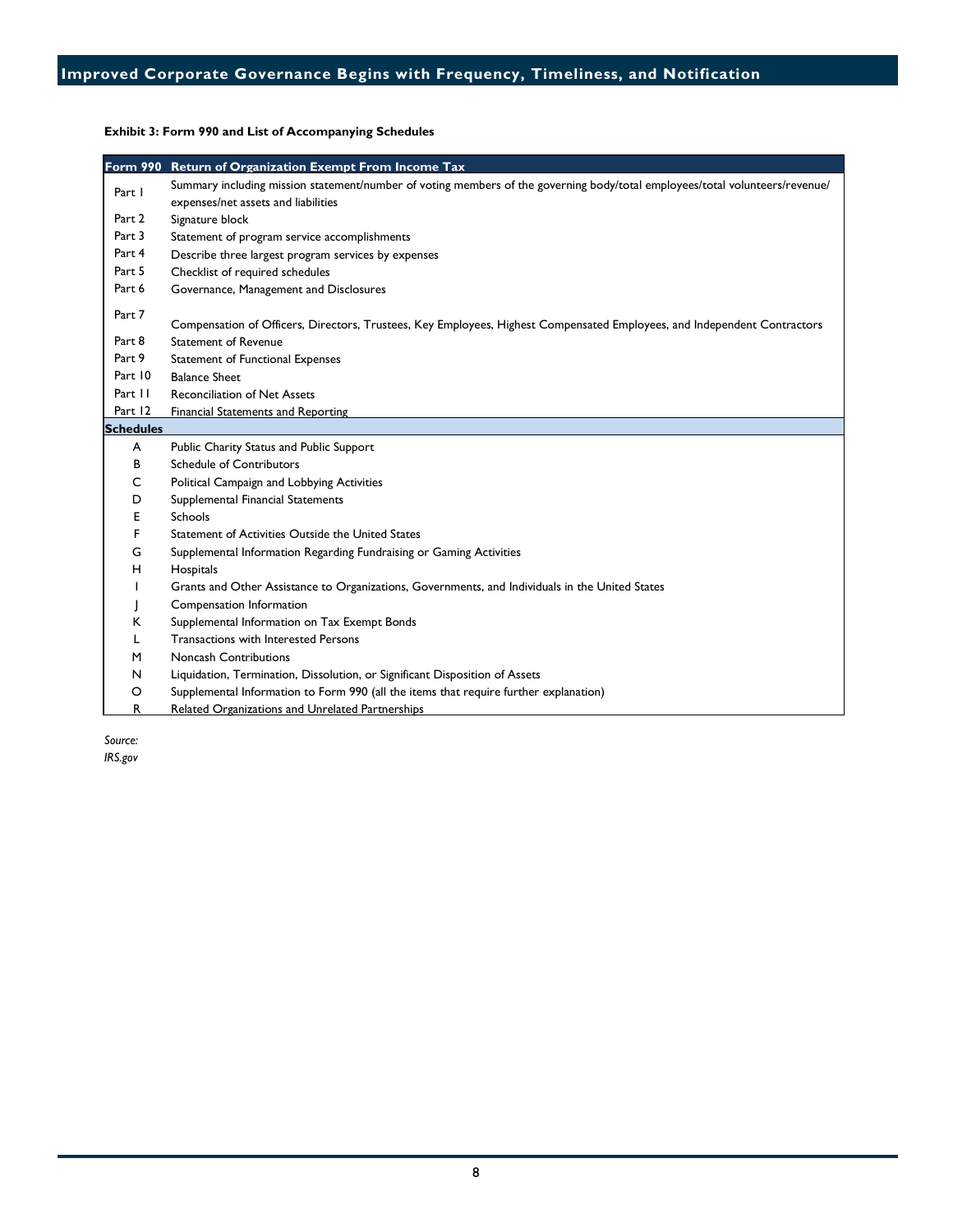**Exhibit 3: Form 990 and List of Accompanying Schedules**

| Form 990 | Return of Organization Exempt From Income Tax |
|---|---|
| Part 1 | Summary including mission statement/number of voting members of the governing body/total employees/total volunteers/revenue/expenses/net assets and liabilities |
| Part 2 | Signature block |
| Part 3 | Statement of program service accomplishments |
| Part 4 | Describe three largest program services by expenses |
| Part 5 | Checklist of required schedules |
| Part 6 | Governance, Management and Disclosures |
| Part 7 | Compensation of Officers, Directors, Trustees, Key Employees, Highest Compensated Employees, and Independent Contractors |
| Part 8 | Statement of Revenue |
| Part 9 | Statement of Functional Expenses |
| Part 10 | Balance Sheet |
| Part 11 | Reconciliation of Net Assets |
| Part 12 | Financial Statements and Reporting |
| **Schedules** | |
| A | Public Charity Status and Public Support |
| B | Schedule of Contributors |
| C | Political Campaign and Lobbying Activities |
| D | Supplemental Financial Statements |
| E | Schools |
| F | Statement of Activities Outside the United States |
| G | Supplemental Information Regarding Fundraising or Gaming Activities |
| H | Hospitals |
| I | Grants and Other Assistance to Organizations, Governments, and Individuals in the United States |
| J | Compensation Information |
| K | Supplemental Information on Tax Exempt Bonds |
| L | Transactions with Interested Persons |
| M | Noncash Contributions |
| N | Liquidation, Termination, Dissolution, or Significant Disposition of Assets |
| O | Supplemental Information to Form 990 (all the items that require further explanation) |
| R | Related Organizations and Unrelated Partnerships |

*Source:*
*IRS.gov*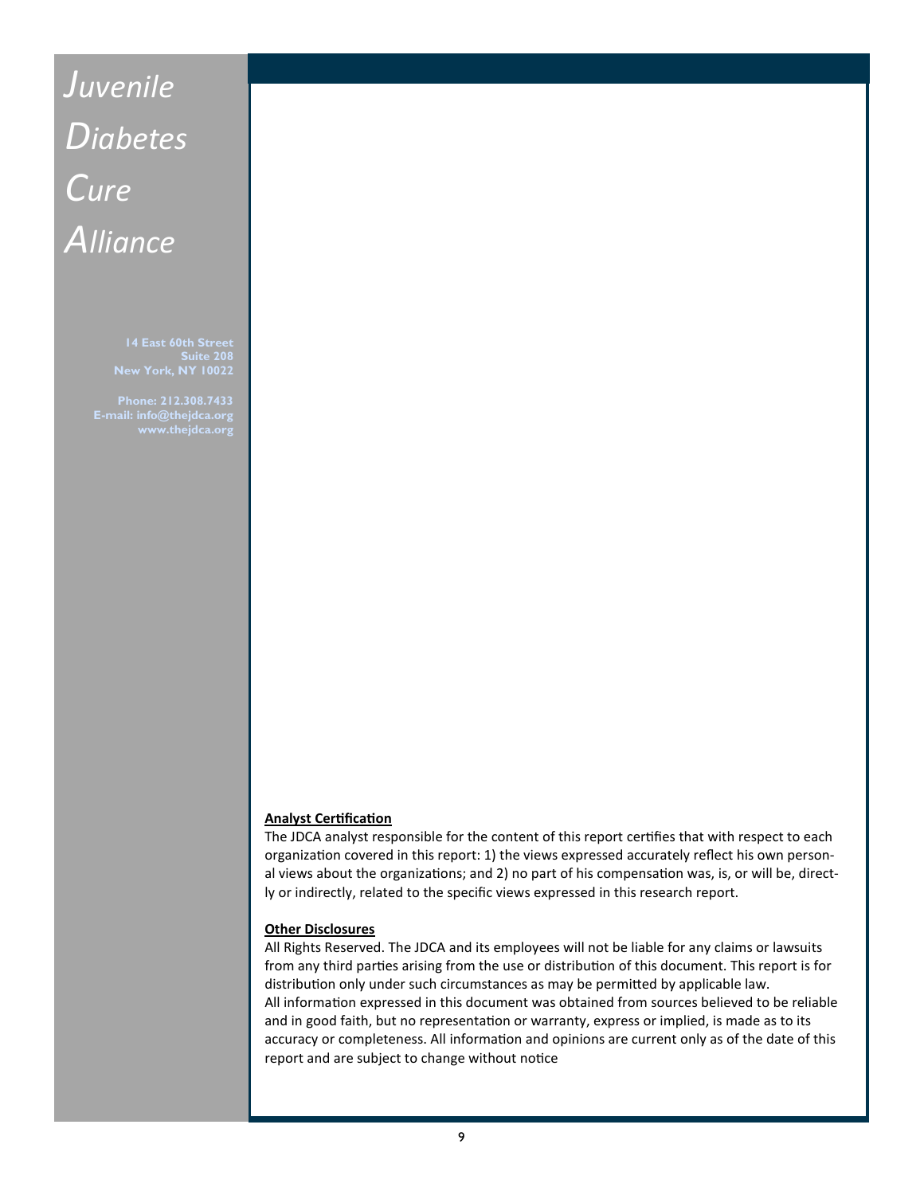*Juvenile*

*Diabetes*

*Cure*

*Alliance*

**14 East 60th Street**
**Suite 208**
**New York, NY 10022**

**Phone: 212.308.7433**
**E-mail: info@thejdca.org**
**www.thejdca.org**

**Analyst Certification**

The JDCA analyst responsible for the content of this report certifies that with respect to each organization covered in this report: 1) the views expressed accurately reflect his own personal views about the organizations; and 2) no part of his compensation was, is, or will be, directly or indirectly, related to the specific views expressed in this research report.

**Other Disclosures**

All Rights Reserved. The JDCA and its employees will not be liable for any claims or lawsuits from any third parties arising from the use or distribution of this document. This report is for distribution only under such circumstances as may be permitted by applicable law.
All information expressed in this document was obtained from sources believed to be reliable and in good faith, but no representation or warranty, express or implied, is made as to its accuracy or completeness. All information and opinions are current only as of the date of this report and are subject to change without notice